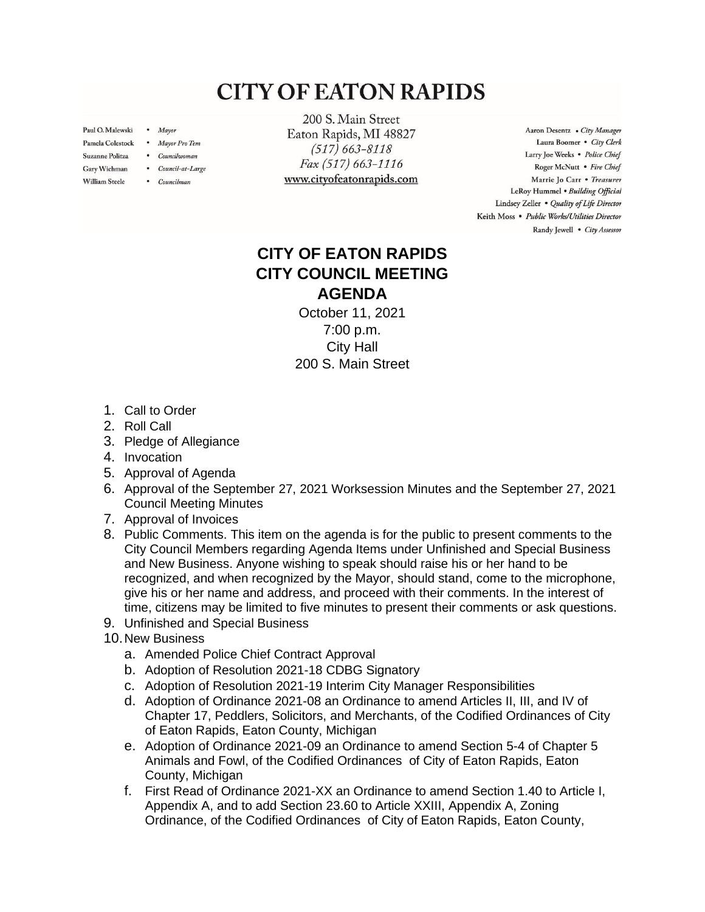# CITY OF EATON RAPIDS

Paul O. Malewski • *Mayor*
Pamela Colestock • *Mayor Pro Tem*
Suzanne Politza • *Councilwoman*
Gary Wichman • *Council-at-Large*
William Steele • *Councilman*

200 S. Main Street
Eaton Rapids, MI 48827
*(517) 663-8118*
*Fax (517) 663-1116*
www.cityofeatonrapids.com

Aaron Desentz • *City Manager*
Laura Boomer • *City Clerk*
Larry Joe Weeks • *Police Chief*
Roger McNutt • *Fire Chief*
Marrie Jo Carr • *Treasurer*
LeRoy Hummel • *Building Official*
Lindsey Zeller • *Quality of Life Director*
Keith Moss • *Public Works/Utilities Director*
Randy Jewell • *City Assessor*

## CITY OF EATON RAPIDS
## CITY COUNCIL MEETING
## AGENDA

October 11, 2021
7:00 p.m.
City Hall
200 S. Main Street

1. Call to Order
2. Roll Call
3. Pledge of Allegiance
4. Invocation
5. Approval of Agenda
6. Approval of the September 27, 2021 Worksession Minutes and the September 27, 2021 Council Meeting Minutes
7. Approval of Invoices
8. Public Comments. This item on the agenda is for the public to present comments to the City Council Members regarding Agenda Items under Unfinished and Special Business and New Business. Anyone wishing to speak should raise his or her hand to be recognized, and when recognized by the Mayor, should stand, come to the microphone, give his or her name and address, and proceed with their comments. In the interest of time, citizens may be limited to five minutes to present their comments or ask questions.
9. Unfinished and Special Business
10. New Business
    a. Amended Police Chief Contract Approval
    b. Adoption of Resolution 2021-18 CDBG Signatory
    c. Adoption of Resolution 2021-19 Interim City Manager Responsibilities
    d. Adoption of Ordinance 2021-08 an Ordinance to amend Articles II, III, and IV of Chapter 17, Peddlers, Solicitors, and Merchants, of the Codified Ordinances of City of Eaton Rapids, Eaton County, Michigan
    e. Adoption of Ordinance 2021-09 an Ordinance to amend Section 5-4 of Chapter 5 Animals and Fowl, of the Codified Ordinances of City of Eaton Rapids, Eaton County, Michigan
    f. First Read of Ordinance 2021-XX an Ordinance to amend Section 1.40 to Article I, Appendix A, and to add Section 23.60 to Article XXIII, Appendix A, Zoning Ordinance, of the Codified Ordinances of City of Eaton Rapids, Eaton County,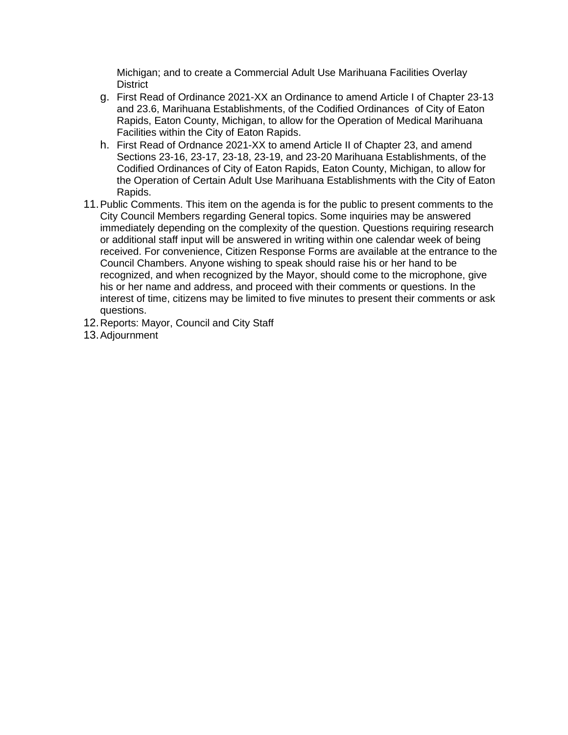Michigan; and to create a Commercial Adult Use Marihuana Facilities Overlay District

   g. First Read of Ordinance 2021-XX an Ordinance to amend Article I of Chapter 23-13 and 23.6, Marihuana Establishments, of the Codified Ordinances of City of Eaton Rapids, Eaton County, Michigan, to allow for the Operation of Medical Marihuana Facilities within the City of Eaton Rapids.
   h. First Read of Ordnance 2021-XX to amend Article II of Chapter 23, and amend Sections 23-16, 23-17, 23-18, 23-19, and 23-20 Marihuana Establishments, of the Codified Ordinances of City of Eaton Rapids, Eaton County, Michigan, to allow for the Operation of Certain Adult Use Marihuana Establishments with the City of Eaton Rapids.

11. Public Comments. This item on the agenda is for the public to present comments to the City Council Members regarding General topics. Some inquiries may be answered immediately depending on the complexity of the question. Questions requiring research or additional staff input will be answered in writing within one calendar week of being received. For convenience, Citizen Response Forms are available at the entrance to the Council Chambers. Anyone wishing to speak should raise his or her hand to be recognized, and when recognized by the Mayor, should come to the microphone, give his or her name and address, and proceed with their comments or questions. In the interest of time, citizens may be limited to five minutes to present their comments or ask questions.
12. Reports: Mayor, Council and City Staff
13. Adjournment